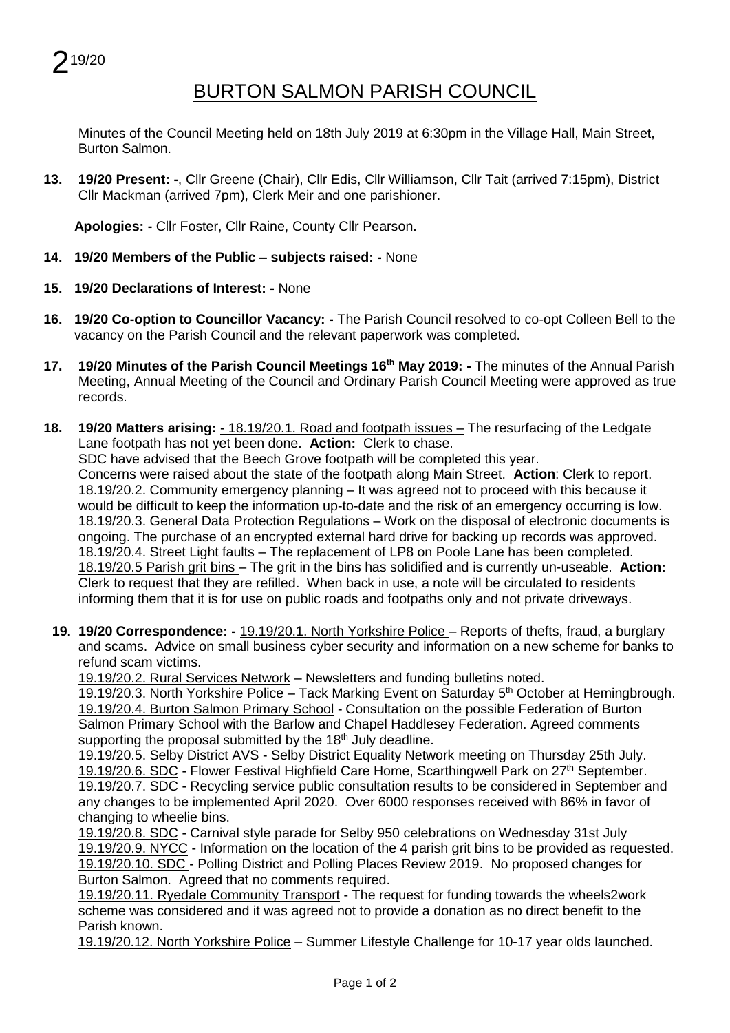2 19/20

# BURTON SALMON PARISH COUNCIL

Minutes of the Council Meeting held on 18th July 2019 at 6:30pm in the Village Hall, Main Street, Burton Salmon.

**13. 19/20 Present: -**, Cllr Greene (Chair), Cllr Edis, Cllr Williamson, Cllr Tait (arrived 7:15pm), District Cllr Mackman (arrived 7pm), Clerk Meir and one parishioner.

**Apologies: -** Cllr Foster, Cllr Raine, County Cllr Pearson.

**14. 19/20 Members of the Public – subjects raised: -** None

**15. 19/20 Declarations of Interest: -** None

**16. 19/20 Co-option to Councillor Vacancy: -** The Parish Council resolved to co-opt Colleen Bell to the vacancy on the Parish Council and the relevant paperwork was completed.

**17. 19/20 Minutes of the Parish Council Meetings 16th May 2019: -** The minutes of the Annual Parish Meeting, Annual Meeting of the Council and Ordinary Parish Council Meeting were approved as true records.

**18. 19/20 Matters arising:** - 18.19/20.1. Road and footpath issues – The resurfacing of the Ledgate Lane footpath has not yet been done. **Action:** Clerk to chase.
SDC have advised that the Beech Grove footpath will be completed this year.
Concerns were raised about the state of the footpath along Main Street. **Action**: Clerk to report.
18.19/20.2. Community emergency planning – It was agreed not to proceed with this because it would be difficult to keep the information up-to-date and the risk of an emergency occurring is low.
18.19/20.3. General Data Protection Regulations – Work on the disposal of electronic documents is ongoing. The purchase of an encrypted external hard drive for backing up records was approved.
18.19/20.4. Street Light faults – The replacement of LP8 on Poole Lane has been completed.
18.19/20.5 Parish grit bins – The grit in the bins has solidified and is currently un-useable. **Action:** Clerk to request that they are refilled. When back in use, a note will be circulated to residents informing them that it is for use on public roads and footpaths only and not private driveways.

**19. 19/20 Correspondence: -** 19.19/20.1. North Yorkshire Police – Reports of thefts, fraud, a burglary and scams. Advice on small business cyber security and information on a new scheme for banks to refund scam victims.
19.19/20.2. Rural Services Network – Newsletters and funding bulletins noted.
19.19/20.3. North Yorkshire Police – Tack Marking Event on Saturday 5th October at Hemingbrough.
19.19/20.4. Burton Salmon Primary School - Consultation on the possible Federation of Burton Salmon Primary School with the Barlow and Chapel Haddlesey Federation. Agreed comments supporting the proposal submitted by the 18th July deadline.
19.19/20.5. Selby District AVS - Selby District Equality Network meeting on Thursday 25th July.
19.19/20.6. SDC - Flower Festival Highfield Care Home, Scarthingwell Park on 27th September.
19.19/20.7. SDC - Recycling service public consultation results to be considered in September and any changes to be implemented April 2020. Over 6000 responses received with 86% in favor of changing to wheelie bins.
19.19/20.8. SDC - Carnival style parade for Selby 950 celebrations on Wednesday 31st July
19.19/20.9. NYCC - Information on the location of the 4 parish grit bins to be provided as requested.
19.19/20.10. SDC - Polling District and Polling Places Review 2019. No proposed changes for Burton Salmon. Agreed that no comments required.
19.19/20.11. Ryedale Community Transport - The request for funding towards the wheels2work scheme was considered and it was agreed not to provide a donation as no direct benefit to the Parish known.
19.19/20.12. North Yorkshire Police – Summer Lifestyle Challenge for 10-17 year olds launched.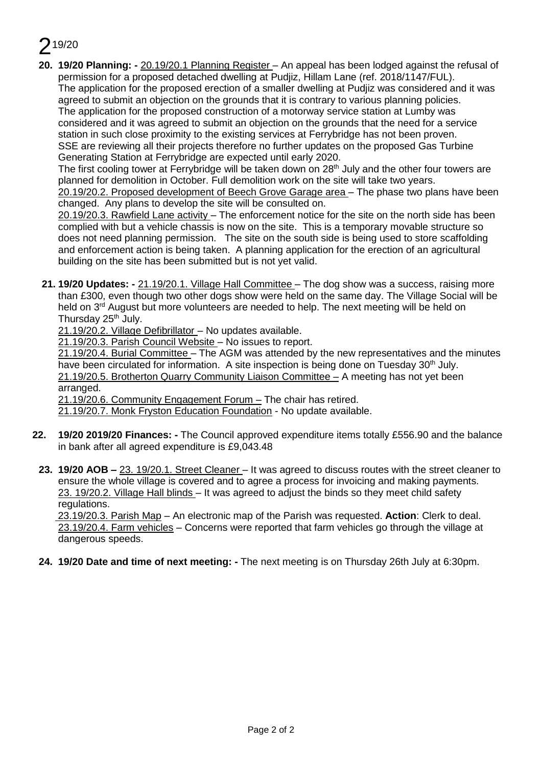2 19/20

**20. 19/20 Planning: -** 20.19/20.1 Planning Register – An appeal has been lodged against the refusal of permission for a proposed detached dwelling at Pudjiz, Hillam Lane (ref. 2018/1147/FUL).
The application for the proposed erection of a smaller dwelling at Pudjiz was considered and it was agreed to submit an objection on the grounds that it is contrary to various planning policies.
The application for the proposed construction of a motorway service station at Lumby was considered and it was agreed to submit an objection on the grounds that the need for a service station in such close proximity to the existing services at Ferrybridge has not been proven.
SSE are reviewing all their projects therefore no further updates on the proposed Gas Turbine Generating Station at Ferrybridge are expected until early 2020.
The first cooling tower at Ferrybridge will be taken down on 28th July and the other four towers are planned for demolition in October. Full demolition work on the site will take two years.
20.19/20.2. Proposed development of Beech Grove Garage area – The phase two plans have been changed. Any plans to develop the site will be consulted on.
20.19/20.3. Rawfield Lane activity – The enforcement notice for the site on the north side has been complied with but a vehicle chassis is now on the site. This is a temporary movable structure so does not need planning permission. The site on the south side is being used to store scaffolding and enforcement action is being taken. A planning application for the erection of an agricultural building on the site has been submitted but is not yet valid.

**21. 19/20 Updates: -** 21.19/20.1. Village Hall Committee – The dog show was a success, raising more than £300, even though two other dogs show were held on the same day. The Village Social will be held on 3rd August but more volunteers are needed to help. The next meeting will be held on Thursday 25th July.
21.19/20.2. Village Defibrillator – No updates available.
21.19/20.3. Parish Council Website – No issues to report.
21.19/20.4. Burial Committee – The AGM was attended by the new representatives and the minutes have been circulated for information. A site inspection is being done on Tuesday 30th July.
21.19/20.5. Brotherton Quarry Community Liaison Committee – A meeting has not yet been arranged.
21.19/20.6. Community Engagement Forum – The chair has retired.
21.19/20.7. Monk Fryston Education Foundation - No update available.

**22. 19/20 2019/20 Finances: -** The Council approved expenditure items totally £556.90 and the balance in bank after all agreed expenditure is £9,043.48

**23. 19/20 AOB –** 23. 19/20.1. Street Cleaner – It was agreed to discuss routes with the street cleaner to ensure the whole village is covered and to agree a process for invoicing and making payments.
23. 19/20.2. Village Hall blinds – It was agreed to adjust the binds so they meet child safety regulations.
23.19/20.3. Parish Map – An electronic map of the Parish was requested. **Action**: Clerk to deal.
23.19/20.4. Farm vehicles – Concerns were reported that farm vehicles go through the village at dangerous speeds.

**24. 19/20 Date and time of next meeting: -** The next meeting is on Thursday 26th July at 6:30pm.